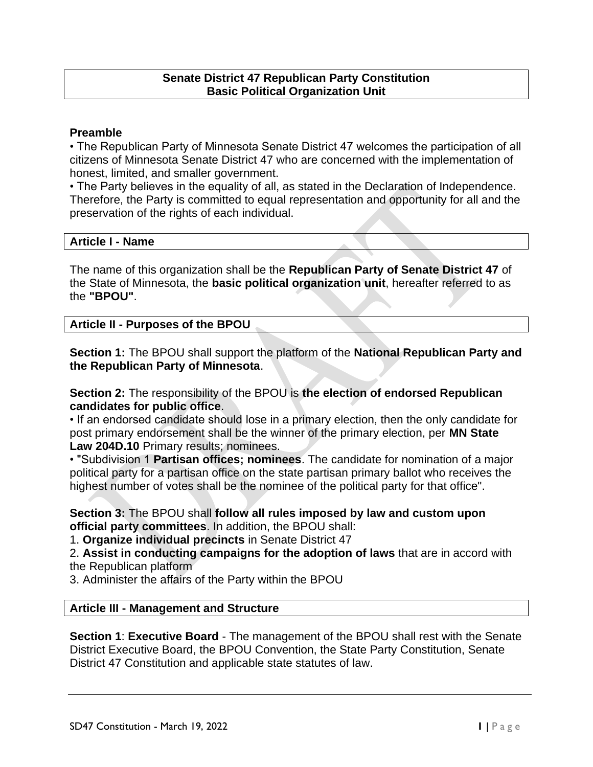# Senate District 47 Republican Party Constitution
## Basic Political Organization Unit

### Preamble

• The Republican Party of Minnesota Senate District 47 welcomes the participation of all citizens of Minnesota Senate District 47 who are concerned with the implementation of honest, limited, and smaller government.
• The Party believes in the equality of all, as stated in the Declaration of Independence. Therefore, the Party is committed to equal representation and opportunity for all and the preservation of the rights of each individual.

### Article I - Name

The name of this organization shall be the **Republican Party of Senate District 47** of the State of Minnesota, the **basic political organization unit**, hereafter referred to as the **"BPOU"**.

### Article II - Purposes of the BPOU

**Section 1:** The BPOU shall support the platform of the **National Republican Party and the Republican Party of Minnesota**.

**Section 2:** The responsibility of the BPOU is **the election of endorsed Republican candidates for public office**.
• If an endorsed candidate should lose in a primary election, then the only candidate for post primary endorsement shall be the winner of the primary election, per **MN State Law 204D.10** Primary results; nominees.
• "Subdivision 1 **Partisan offices; nominees**. The candidate for nomination of a major political party for a partisan office on the state partisan primary ballot who receives the highest number of votes shall be the nominee of the political party for that office".

**Section 3:** The BPOU shall **follow all rules imposed by law and custom upon official party committees**. In addition, the BPOU shall:
1. **Organize individual precincts** in Senate District 47
2. **Assist in conducting campaigns for the adoption of laws** that are in accord with the Republican platform
3. Administer the affairs of the Party within the BPOU

### Article III - Management and Structure

**Section 1**: **Executive Board** - The management of the BPOU shall rest with the Senate District Executive Board, the BPOU Convention, the State Party Constitution, Senate District 47 Constitution and applicable state statutes of law.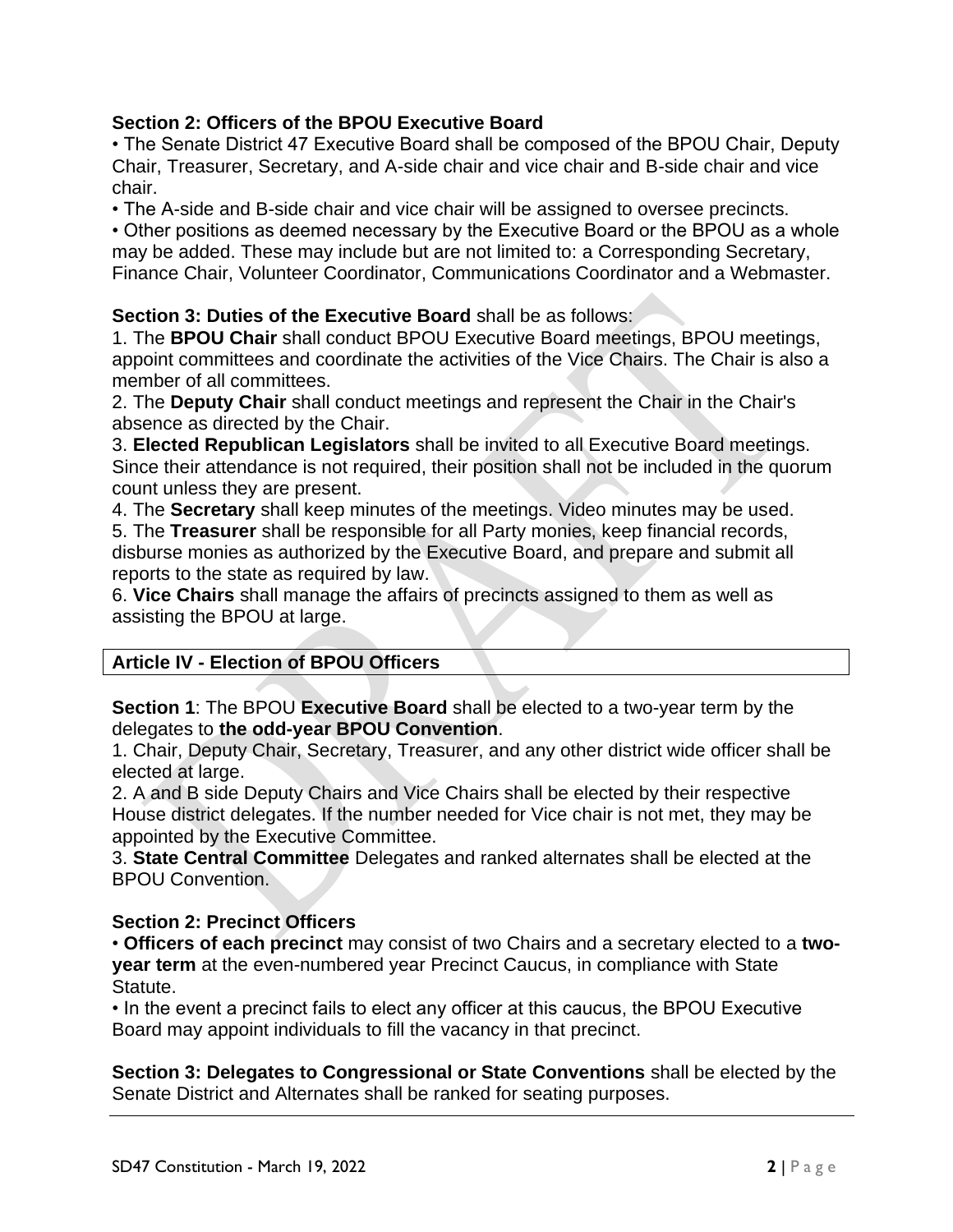**Section 2: Officers of the BPOU Executive Board**

- The Senate District 47 Executive Board shall be composed of the BPOU Chair, Deputy Chair, Treasurer, Secretary, and A-side chair and vice chair and B-side chair and vice chair.
- The A-side and B-side chair and vice chair will be assigned to oversee precincts.
- Other positions as deemed necessary by the Executive Board or the BPOU as a whole may be added. These may include but are not limited to: a Corresponding Secretary, Finance Chair, Volunteer Coordinator, Communications Coordinator and a Webmaster.

**Section 3: Duties of the Executive Board** shall be as follows:

1. The **BPOU Chair** shall conduct BPOU Executive Board meetings, BPOU meetings, appoint committees and coordinate the activities of the Vice Chairs. The Chair is also a member of all committees.
2. The **Deputy Chair** shall conduct meetings and represent the Chair in the Chair's absence as directed by the Chair.
3. **Elected Republican Legislators** shall be invited to all Executive Board meetings. Since their attendance is not required, their position shall not be included in the quorum count unless they are present.
4. The **Secretary** shall keep minutes of the meetings. Video minutes may be used.
5. The **Treasurer** shall be responsible for all Party monies, keep financial records, disburse monies as authorized by the Executive Board, and prepare and submit all reports to the state as required by law.
6. **Vice Chairs** shall manage the affairs of precincts assigned to them as well as assisting the BPOU at large.

## Article IV - Election of BPOU Officers

**Section 1**: The BPOU **Executive Board** shall be elected to a two-year term by the delegates to **the odd-year BPOU Convention**.

1. Chair, Deputy Chair, Secretary, Treasurer, and any other district wide officer shall be elected at large.
2. A and B side Deputy Chairs and Vice Chairs shall be elected by their respective House district delegates. If the number needed for Vice chair is not met, they may be appointed by the Executive Committee.
3. **State Central Committee** Delegates and ranked alternates shall be elected at the BPOU Convention.

**Section 2: Precinct Officers**

- **Officers of each precinct** may consist of two Chairs and a secretary elected to a **two-year term** at the even-numbered year Precinct Caucus, in compliance with State Statute.
- In the event a precinct fails to elect any officer at this caucus, the BPOU Executive Board may appoint individuals to fill the vacancy in that precinct.

**Section 3: Delegates to Congressional or State Conventions** shall be elected by the Senate District and Alternates shall be ranked for seating purposes.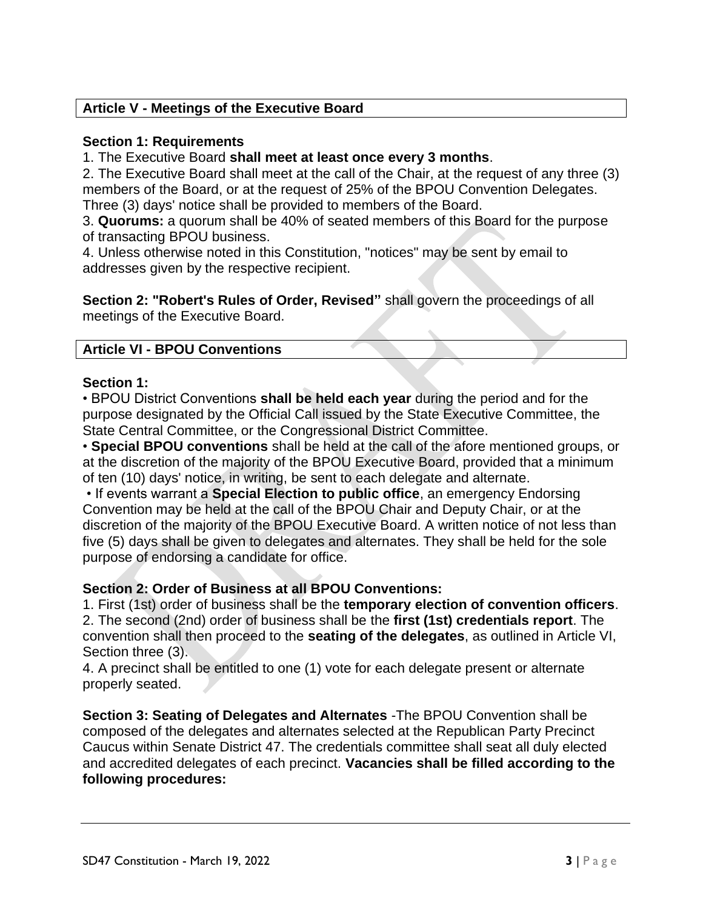## Article V - Meetings of the Executive Board

**Section 1: Requirements**

1. The Executive Board **shall meet at least once every 3 months**.
2. The Executive Board shall meet at the call of the Chair, at the request of any three (3) members of the Board, or at the request of 25% of the BPOU Convention Delegates. Three (3) days' notice shall be provided to members of the Board.
3. **Quorums:** a quorum shall be 40% of seated members of this Board for the purpose of transacting BPOU business.
4. Unless otherwise noted in this Constitution, "notices" may be sent by email to addresses given by the respective recipient.

**Section 2: "Robert's Rules of Order, Revised"** shall govern the proceedings of all meetings of the Executive Board.

## Article VI - BPOU Conventions

**Section 1:**

- BPOU District Conventions **shall be held each year** during the period and for the purpose designated by the Official Call issued by the State Executive Committee, the State Central Committee, or the Congressional District Committee.
- **Special BPOU conventions** shall be held at the call of the afore mentioned groups, or at the discretion of the majority of the BPOU Executive Board, provided that a minimum of ten (10) days' notice, in writing, be sent to each delegate and alternate.
- If events warrant a **Special Election to public office**, an emergency Endorsing Convention may be held at the call of the BPOU Chair and Deputy Chair, or at the discretion of the majority of the BPOU Executive Board. A written notice of not less than five (5) days shall be given to delegates and alternates. They shall be held for the sole purpose of endorsing a candidate for office.

**Section 2: Order of Business at all BPOU Conventions:**

1. First (1st) order of business shall be the **temporary election of convention officers**.
2. The second (2nd) order of business shall be the **first (1st) credentials report**. The convention shall then proceed to the **seating of the delegates**, as outlined in Article VI, Section three (3).

4. A precinct shall be entitled to one (1) vote for each delegate present or alternate properly seated.

**Section 3: Seating of Delegates and Alternates** -The BPOU Convention shall be composed of the delegates and alternates selected at the Republican Party Precinct Caucus within Senate District 47. The credentials committee shall seat all duly elected and accredited delegates of each precinct. **Vacancies shall be filled according to the following procedures:**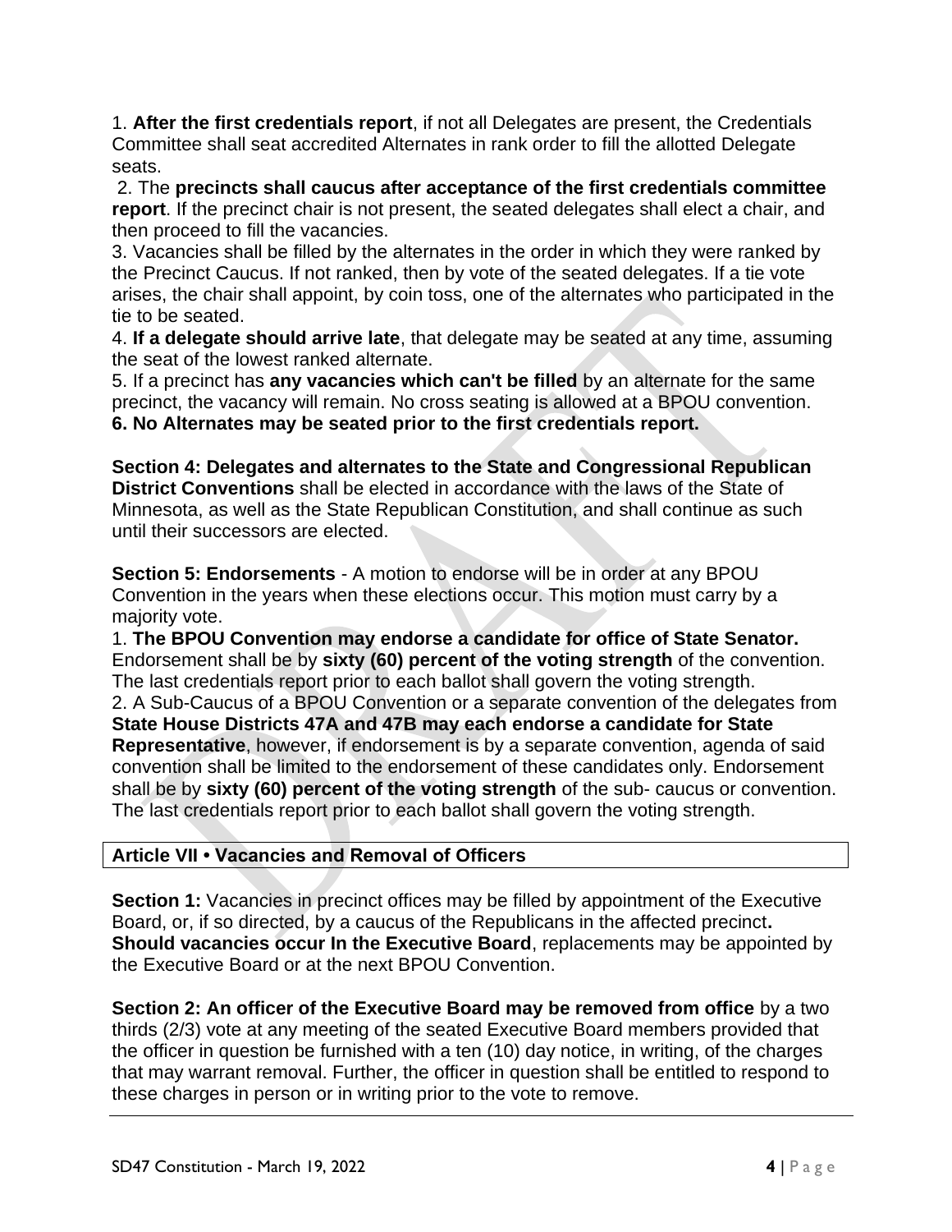1. **After the first credentials report**, if not all Delegates are present, the Credentials Committee shall seat accredited Alternates in rank order to fill the allotted Delegate seats.
2. The **precincts shall caucus after acceptance of the first credentials committee report**. If the precinct chair is not present, the seated delegates shall elect a chair, and then proceed to fill the vacancies.
3. Vacancies shall be filled by the alternates in the order in which they were ranked by the Precinct Caucus. If not ranked, then by vote of the seated delegates. If a tie vote arises, the chair shall appoint, by coin toss, one of the alternates who participated in the tie to be seated.
4. **If a delegate should arrive late**, that delegate may be seated at any time, assuming the seat of the lowest ranked alternate.
5. If a precinct has **any vacancies which can't be filled** by an alternate for the same precinct, the vacancy will remain. No cross seating is allowed at a BPOU convention.
6. **No Alternates may be seated prior to the first credentials report.**

**Section 4: Delegates and alternates to the State and Congressional Republican District Conventions** shall be elected in accordance with the laws of the State of Minnesota, as well as the State Republican Constitution, and shall continue as such until their successors are elected.

**Section 5: Endorsements** - A motion to endorse will be in order at any BPOU Convention in the years when these elections occur. This motion must carry by a majority vote.

1. **The BPOU Convention may endorse a candidate for office of State Senator.** Endorsement shall be by **sixty (60) percent of the voting strength** of the convention. The last credentials report prior to each ballot shall govern the voting strength.
2. A Sub-Caucus of a BPOU Convention or a separate convention of the delegates from **State House Districts 47A and 47B may each endorse a candidate for State Representative**, however, if endorsement is by a separate convention, agenda of said convention shall be limited to the endorsement of these candidates only. Endorsement shall be by **sixty (60) percent of the voting strength** of the sub- caucus or convention. The last credentials report prior to each ballot shall govern the voting strength.

## Article VII • Vacancies and Removal of Officers

**Section 1:** Vacancies in precinct offices may be filled by appointment of the Executive Board, or, if so directed, by a caucus of the Republicans in the affected precinct**. Should vacancies occur In the Executive Board**, replacements may be appointed by the Executive Board or at the next BPOU Convention.

**Section 2: An officer of the Executive Board may be removed from office** by a two thirds (2/3) vote at any meeting of the seated Executive Board members provided that the officer in question be furnished with a ten (10) day notice, in writing, of the charges that may warrant removal. Further, the officer in question shall be entitled to respond to these charges in person or in writing prior to the vote to remove.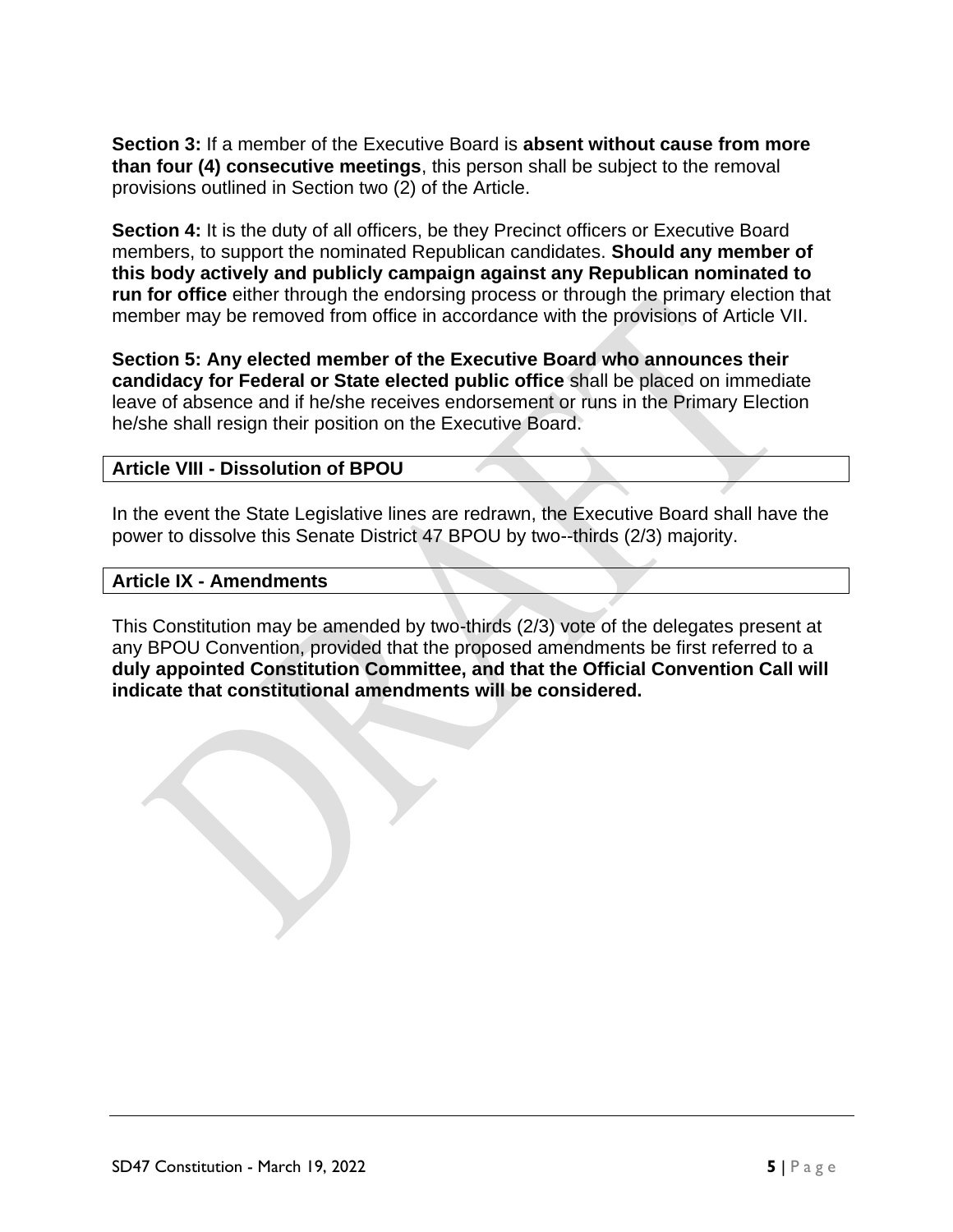**Section 3:** If a member of the Executive Board is **absent without cause from more than four (4) consecutive meetings**, this person shall be subject to the removal provisions outlined in Section two (2) of the Article.

**Section 4:** It is the duty of all officers, be they Precinct officers or Executive Board members, to support the nominated Republican candidates. **Should any member of this body actively and publicly campaign against any Republican nominated to run for office** either through the endorsing process or through the primary election that member may be removed from office in accordance with the provisions of Article VII.

**Section 5: Any elected member of the Executive Board who announces their candidacy for Federal or State elected public office** shall be placed on immediate leave of absence and if he/she receives endorsement or runs in the Primary Election he/she shall resign their position on the Executive Board.

## Article VIII - Dissolution of BPOU

In the event the State Legislative lines are redrawn, the Executive Board shall have the power to dissolve this Senate District 47 BPOU by two--thirds (2/3) majority.

## Article IX - Amendments

This Constitution may be amended by two-thirds (2/3) vote of the delegates present at any BPOU Convention, provided that the proposed amendments be first referred to a **duly appointed Constitution Committee, and that the Official Convention Call will indicate that constitutional amendments will be considered.**